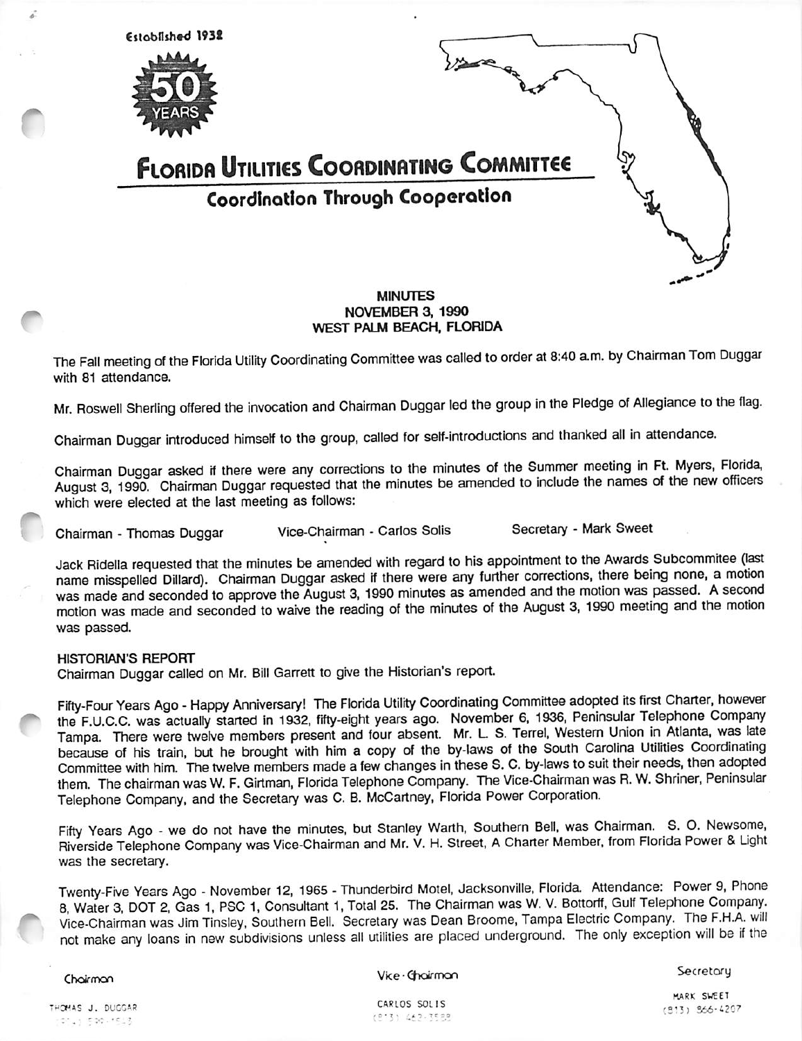Established 1932

50 YEARS

# Florida Utilities Coordinating Committee

## Coordination Through Cooperation

**MINUTES**
**NOVEMBER 3, 1990**
**WEST PALM BEACH, FLORIDA**

The Fall meeting of the Florida Utility Coordinating Committee was called to order at 8:40 a.m. by Chairman Tom Duggar with 81 attendance.

Mr. Roswell Sherling offered the invocation and Chairman Duggar led the group in the Pledge of Allegiance to the flag.

Chairman Duggar introduced himself to the group, called for self-introductions and thanked all in attendance.

Chairman Duggar asked if there were any corrections to the minutes of the Summer meeting in Ft. Myers, Florida, August 3, 1990. Chairman Duggar requested that the minutes be amended to include the names of the new officers which were elected at the last meeting as follows:

Chairman - Thomas Duggar    Vice-Chairman - Carlos Solis    Secretary - Mark Sweet

Jack Ridella requested that the minutes be amended with regard to his appointment to the Awards Subcommitee (last name misspelled Dillard). Chairman Duggar asked if there were any further corrections, there being none, a motion was made and seconded to approve the August 3, 1990 minutes as amended and the motion was passed. A second motion was made and seconded to waive the reading of the minutes of the August 3, 1990 meeting and the motion was passed.

**HISTORIAN'S REPORT**
Chairman Duggar called on Mr. Bill Garrett to give the Historian's report.

Fifty-Four Years Ago - Happy Anniversary! The Florida Utility Coordinating Committee adopted its first Charter, however the F.U.C.C. was actually started in 1932, fifty-eight years ago. November 6, 1936, Peninsular Telephone Company Tampa. There were twelve members present and four absent. Mr. L. S. Terrel, Western Union in Atlanta, was late because of his train, but he brought with him a copy of the by-laws of the South Carolina Utilities Coordinating Committee with him. The twelve members made a few changes in these S. C. by-laws to suit their needs, then adopted them. The chairman was W. F. Girtman, Florida Telephone Company. The Vice-Chairman was R. W. Shriner, Peninsular Telephone Company, and the Secretary was C. B. McCartney, Florida Power Corporation.

Fifty Years Ago - we do not have the minutes, but Stanley Warth, Southern Bell, was Chairman. S. O. Newsome, Riverside Telephone Company was Vice-Chairman and Mr. V. H. Street, A Charter Member, from Florida Power & Light was the secretary.

Twenty-Five Years Ago - November 12, 1965 - Thunderbird Motel, Jacksonville, Florida. Attendance: Power 9, Phone 8, Water 3, DOT 2, Gas 1, PSC 1, Consultant 1, Total 25. The Chairman was W. V. Bottorff, Gulf Telephone Company. Vice-Chairman was Jim Tinsley, Southern Bell. Secretary was Dean Broome, Tampa Electric Company. The F.H.A. will not make any loans in new subdivisions unless all utilities are placed underground. The only exception will be if the

Chairman    Vice-Chairman    Secretary
THOMAS J. DUGGAR    CARLOS SOLIS    MARK SWEET
    (813) 866-4207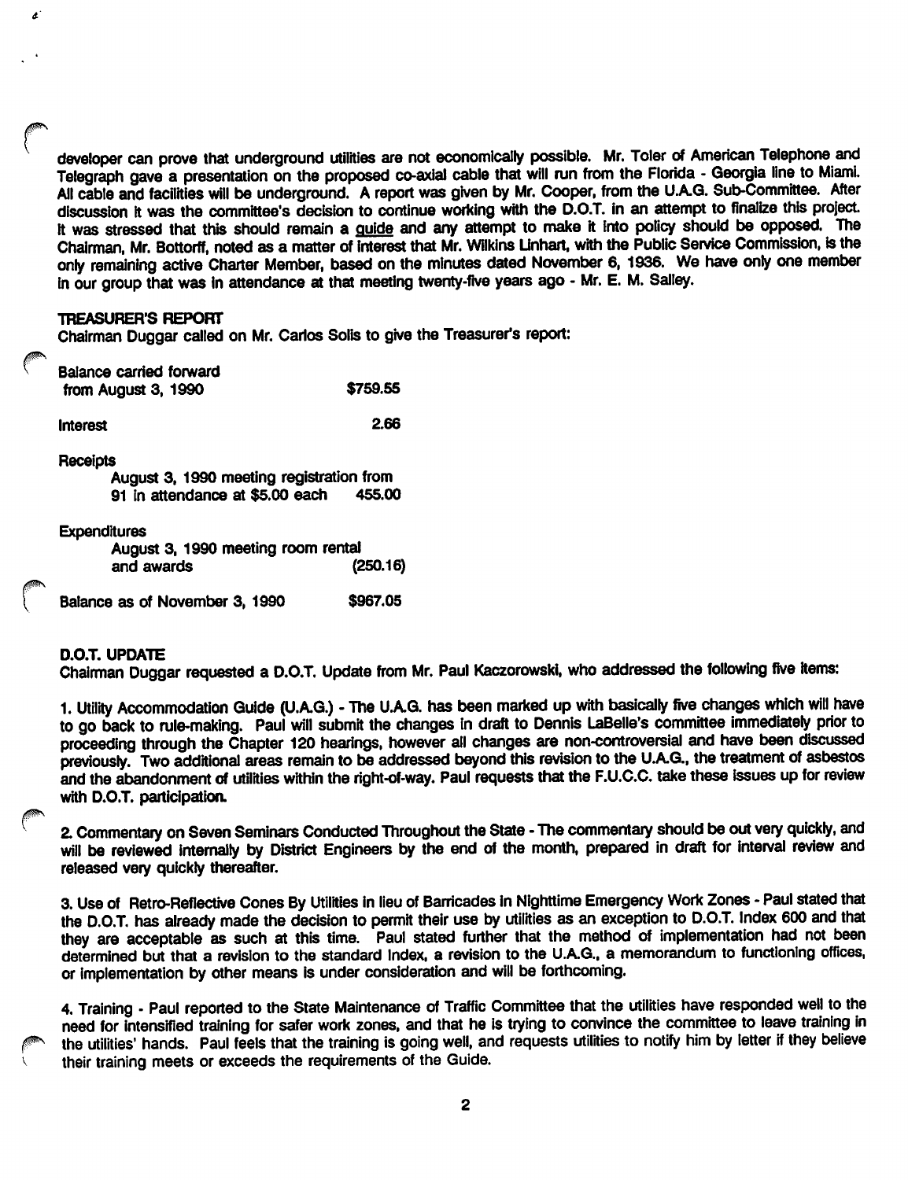developer can prove that underground utilities are not economically possible. Mr. Toler of American Telephone and Telegraph gave a presentation on the proposed co-axial cable that will run from the Florida - Georgia line to Miami. All cable and facilities will be underground. A report was given by Mr. Cooper, from the U.A.G. Sub-Committee. After discussion it was the committee's decision to continue working with the D.O.T. in an attempt to finalize this project. It was stressed that this should remain a guide and any attempt to make it into policy should be opposed. The Chairman, Mr. Bottorff, noted as a matter of interest that Mr. Wilkins Linhart, with the Public Service Commission, is the only remaining active Charter Member, based on the minutes dated November 6, 1936. We have only one member in our group that was in attendance at that meeting twenty-five years ago - Mr. E. M. Salley.

**TREASURER'S REPORT**

Chairman Duggar called on Mr. Carlos Solis to give the Treasurer's report:

| | |
|---|---|
| Balance carried forward from August 3, 1990 | $759.55 |
| Interest | 2.66 |
| Receipts | |
| August 3, 1990 meeting registration from 91 in attendance at $5.00 each | 455.00 |
| Expenditures | |
| August 3, 1990 meeting room rental and awards | (250.16) |
| Balance as of November 3, 1990 | $967.05 |

**D.O.T. UPDATE**

Chairman Duggar requested a D.O.T. Update from Mr. Paul Kaczorowski, who addressed the following five items:

1. Utility Accommodation Guide (U.A.G.) - The U.A.G. has been marked up with basically five changes which will have to go back to rule-making. Paul will submit the changes in draft to Dennis LaBelle's committee immediately prior to proceeding through the Chapter 120 hearings, however all changes are non-controversial and have been discussed previously. Two additional areas remain to be addressed beyond this revision to the U.A.G., the treatment of asbestos and the abandonment of utilities within the right-of-way. Paul requests that the F.U.C.C. take these issues up for review with D.O.T. participation.

2. Commentary on Seven Seminars Conducted Throughout the State - The commentary should be out very quickly, and will be reviewed internally by District Engineers by the end of the month, prepared in draft for interval review and released very quickly thereafter.

3. Use of Retro-Reflective Cones By Utilities in lieu of Barricades in Nighttime Emergency Work Zones - Paul stated that the D.O.T. has already made the decision to permit their use by utilities as an exception to D.O.T. Index 600 and that they are acceptable as such at this time. Paul stated further that the method of implementation had not been determined but that a revision to the standard Index, a revision to the U.A.G., a memorandum to functioning offices, or implementation by other means is under consideration and will be forthcoming.

4. Training - Paul reported to the State Maintenance of Traffic Committee that the utilities have responded well to the need for intensified training for safer work zones, and that he is trying to convince the committee to leave training in the utilities' hands. Paul feels that the training is going well, and requests utilities to notify him by letter if they believe their training meets or exceeds the requirements of the Guide.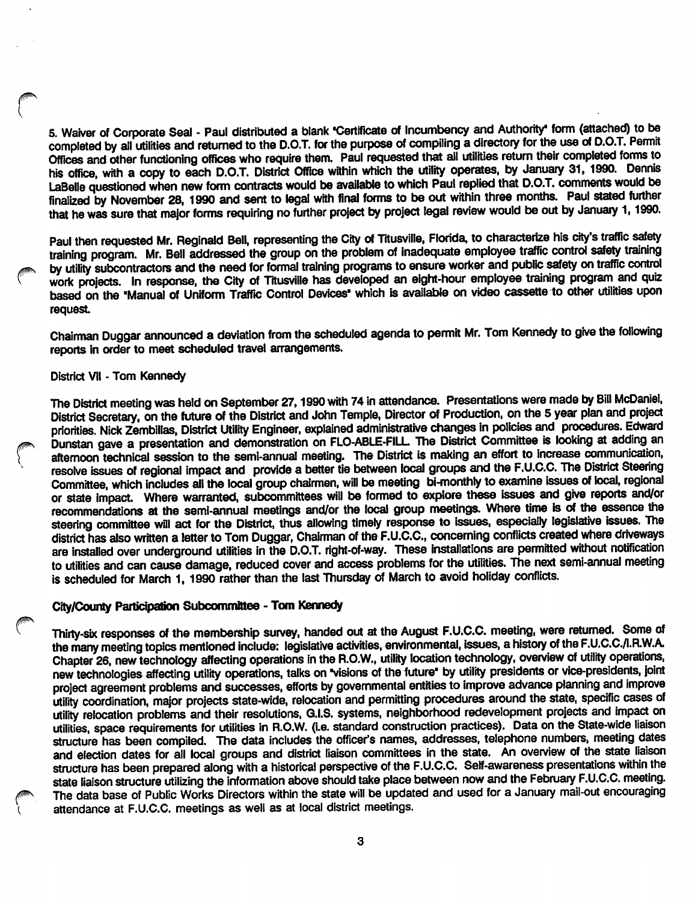5. Waiver of Corporate Seal - Paul distributed a blank "Certificate of Incumbency and Authority" form (attached) to be completed by all utilities and returned to the D.O.T. for the purpose of compiling a directory for the use of D.O.T. Permit Offices and other functioning offices who require them. Paul requested that all utilities return their completed forms to his office, with a copy to each D.O.T. District Office within which the utility operates, by January 31, 1990. Dennis LaBelle questioned when new form contracts would be available to which Paul replied that D.O.T. comments would be finalized by November 28, 1990 and sent to legal with final forms to be out within three months. Paul stated further that he was sure that major forms requiring no further project by project legal review would be out by January 1, 1990.

Paul then requested Mr. Reginald Bell, representing the City of Titusville, Florida, to characterize his city's traffic safety training program. Mr. Bell addressed the group on the problem of inadequate employee traffic control safety training by utility subcontractors and the need for formal training programs to ensure worker and public safety on traffic control work projects. In response, the City of Titusville has developed an eight-hour employee training program and quiz based on the "Manual of Uniform Traffic Control Devices" which is available on video cassette to other utilities upon request.

Chairman Duggar announced a deviation from the scheduled agenda to permit Mr. Tom Kennedy to give the following reports in order to meet scheduled travel arrangements.

District VII - Tom Kennedy

The District meeting was held on September 27, 1990 with 74 in attendance. Presentations were made by Bill McDaniel, District Secretary, on the future of the District and John Temple, Director of Production, on the 5 year plan and project priorities. Nick Zembillas, District Utility Engineer, explained administrative changes in policies and procedures. Edward Dunstan gave a presentation and demonstration on FLO-ABLE-FILL. The District Committee is looking at adding an afternoon technical session to the semi-annual meeting. The District is making an effort to increase communication, resolve issues of regional impact and provide a better tie between local groups and the F.U.C.C. The District Steering Committee, which includes all the local group chairmen, will be meeting bi-monthly to examine issues of local, regional or state impact. Where warranted, subcommittees will be formed to explore these issues and give reports and/or recommendations at the semi-annual meetings and/or the local group meetings. Where time is of the essence the steering committee will act for the District, thus allowing timely response to issues, especially legislative issues. The district has also written a letter to Tom Duggar, Chairman of the F.U.C.C., concerning conflicts created where driveways are installed over underground utilities in the D.O.T. right-of-way. These installations are permitted without notification to utilities and can cause damage, reduced cover and access problems for the utilities. The next semi-annual meeting is scheduled for March 1, 1990 rather than the last Thursday of March to avoid holiday conflicts.

**City/County Participation Subcommittee - Tom Kennedy**

Thirty-six responses of the membership survey, handed out at the August F.U.C.C. meeting, were returned. Some of the many meeting topics mentioned include: legislative activities, environmental, issues, a history of the F.U.C.C./I.R.W.A. Chapter 26, new technology affecting operations in the R.O.W., utility location technology, overview of utility operations, new technologies affecting utility operations, talks on "visions of the future" by utility presidents or vice-presidents, joint project agreement problems and successes, efforts by governmental entities to improve advance planning and improve utility coordination, major projects state-wide, relocation and permitting procedures around the state, specific cases of utility relocation problems and their resolutions, G.I.S. systems, neighborhood redevelopment projects and impact on utilities, space requirements for utilities in R.O.W. (i.e. standard construction practices). Data on the State-wide liaison structure has been compiled. The data includes the officer's names, addresses, telephone numbers, meeting dates and election dates for all local groups and district liaison committees in the state. An overview of the state liaison structure has been prepared along with a historical perspective of the F.U.C.C. Self-awareness presentations within the state liaison structure utilizing the information above should take place between now and the February F.U.C.C. meeting. The data base of Public Works Directors within the state will be updated and used for a January mail-out encouraging attendance at F.U.C.C. meetings as well as at local district meetings.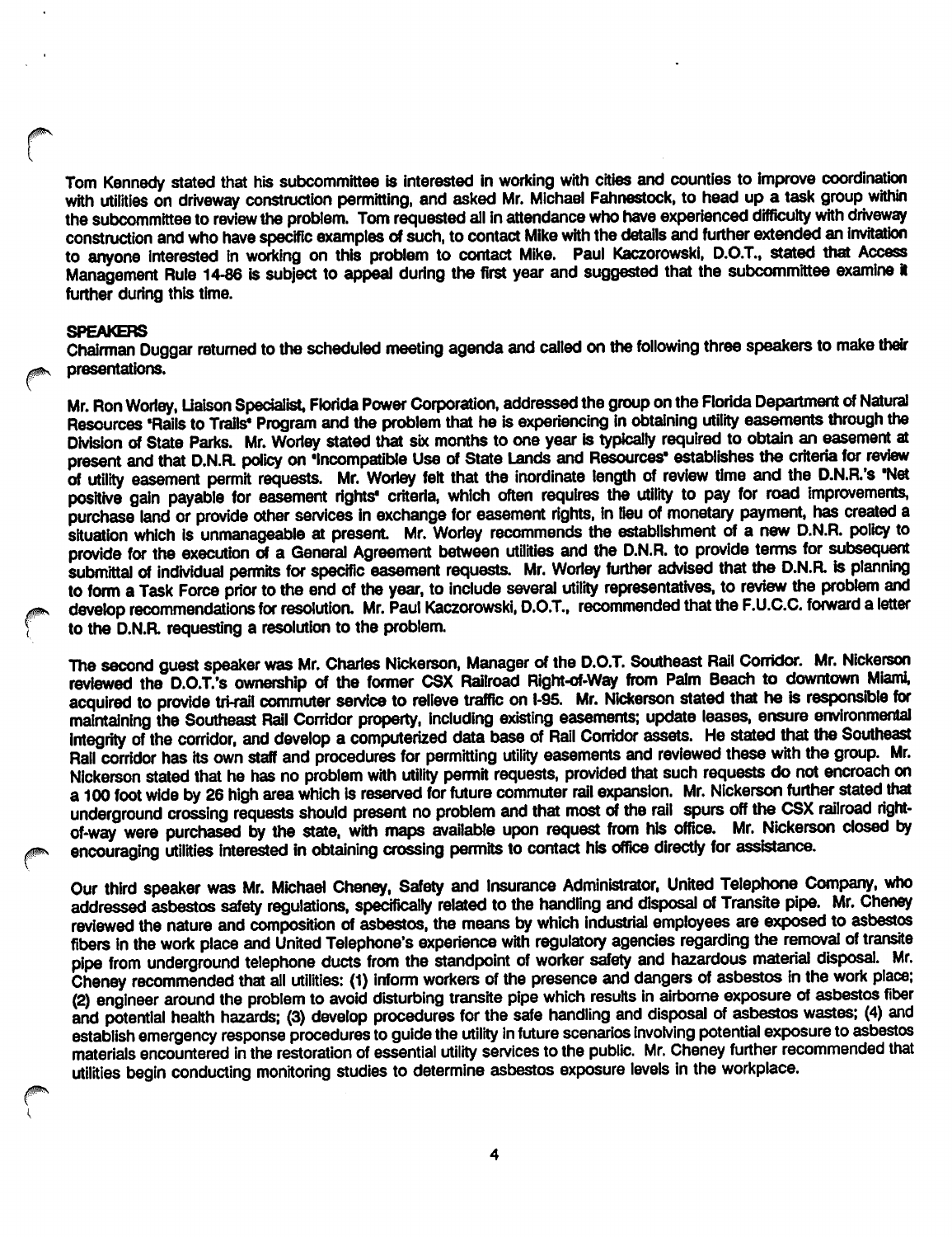Tom Kennedy stated that his subcommittee is interested in working with cities and counties to improve coordination with utilities on driveway construction permitting, and asked Mr. Michael Fahnestock, to head up a task group within the subcommittee to review the problem. Tom requested all in attendance who have experienced difficulty with driveway construction and who have specific examples of such, to contact Mike with the details and further extended an invitation to anyone interested in working on this problem to contact Mike. Paul Kaczorowski, D.O.T., stated that Access Management Rule 14-86 is subject to appeal during the first year and suggested that the subcommittee examine it further during this time.

## SPEAKERS

Chairman Duggar returned to the scheduled meeting agenda and called on the following three speakers to make their presentations.

Mr. Ron Worley, Liaison Specialist, Florida Power Corporation, addressed the group on the Florida Department of Natural Resources "Rails to Trails" Program and the problem that he is experiencing in obtaining utility easements through the Division of State Parks. Mr. Worley stated that six months to one year is typically required to obtain an easement at present and that D.N.R. policy on "Incompatible Use of State Lands and Resources" establishes the criteria for review of utility easement permit requests. Mr. Worley felt that the inordinate length of review time and the D.N.R.'s "Net positive gain payable for easement rights" criteria, which often requires the utility to pay for road improvements, purchase land or provide other services in exchange for easement rights, in lieu of monetary payment, has created a situation which is unmanageable at present. Mr. Worley recommends the establishment of a new D.N.R. policy to provide for the execution of a General Agreement between utilities and the D.N.R. to provide terms for subsequent submittal of individual permits for specific easement requests. Mr. Worley further advised that the D.N.R. is planning to form a Task Force prior to the end of the year, to include several utility representatives, to review the problem and develop recommendations for resolution. Mr. Paul Kaczorowski, D.O.T., recommended that the F.U.C.C. forward a letter to the D.N.R. requesting a resolution to the problem.

The second guest speaker was Mr. Charles Nickerson, Manager of the D.O.T. Southeast Rail Corridor. Mr. Nickerson reviewed the D.O.T.'s ownership of the former CSX Railroad Right-of-Way from Palm Beach to downtown Miami, acquired to provide tri-rail commuter service to relieve traffic on I-95. Mr. Nickerson stated that he is responsible for maintaining the Southeast Rail Corridor property, including existing easements; update leases, ensure environmental integrity of the corridor, and develop a computerized data base of Rail Corridor assets. He stated that the Southeast Rail corridor has its own staff and procedures for permitting utility easements and reviewed these with the group. Mr. Nickerson stated that he has no problem with utility permit requests, provided that such requests do not encroach on a 100 foot wide by 26 high area which is reserved for future commuter rail expansion. Mr. Nickerson further stated that underground crossing requests should present no problem and that most of the rail spurs off the CSX railroad right-of-way were purchased by the state, with maps available upon request from his office. Mr. Nickerson closed by encouraging utilities interested in obtaining crossing permits to contact his office directly for assistance.

Our third speaker was Mr. Michael Cheney, Safety and Insurance Administrator, United Telephone Company, who addressed asbestos safety regulations, specifically related to the handling and disposal of Transite pipe. Mr. Cheney reviewed the nature and composition of asbestos, the means by which industrial employees are exposed to asbestos fibers in the work place and United Telephone's experience with regulatory agencies regarding the removal of transite pipe from underground telephone ducts from the standpoint of worker safety and hazardous material disposal. Mr. Cheney recommended that all utilities: (1) inform workers of the presence and dangers of asbestos in the work place; (2) engineer around the problem to avoid disturbing transite pipe which results in airborne exposure of asbestos fiber and potential health hazards; (3) develop procedures for the safe handling and disposal of asbestos wastes; (4) and establish emergency response procedures to guide the utility in future scenarios involving potential exposure to asbestos materials encountered in the restoration of essential utility services to the public. Mr. Cheney further recommended that utilities begin conducting monitoring studies to determine asbestos exposure levels in the workplace.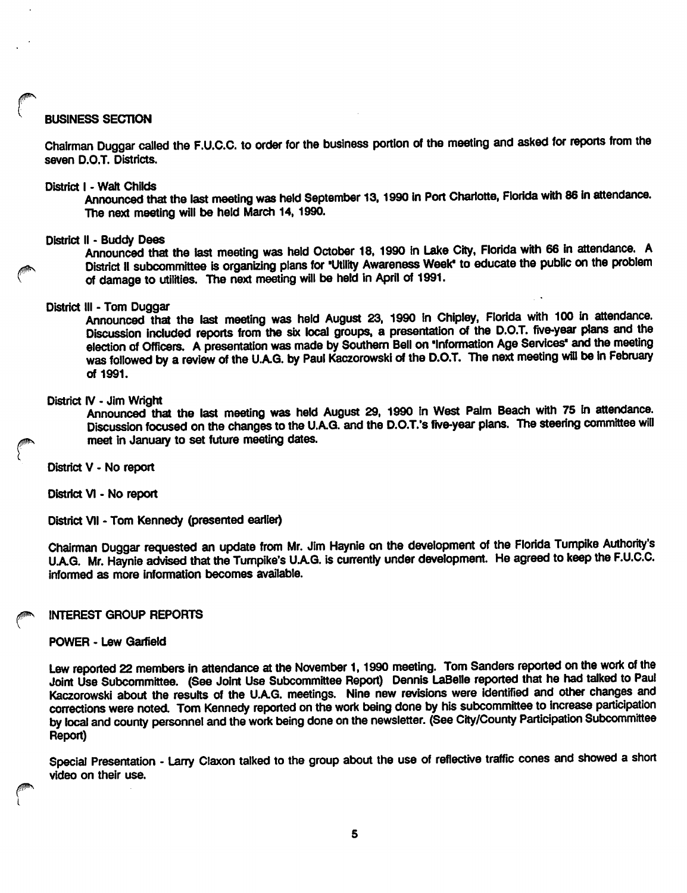## BUSINESS SECTION

Chairman Duggar called the F.U.C.C. to order for the business portion of the meeting and asked for reports from the seven D.O.T. Districts.

District I - Walt Childs

Announced that the last meeting was held September 13, 1990 in Port Charlotte, Florida with 86 in attendance. The next meeting will be held March 14, 1990.

District II - Buddy Dees

Announced that the last meeting was held October 18, 1990 in Lake City, Florida with 66 in attendance. A District II subcommittee is organizing plans for "Utility Awareness Week" to educate the public on the problem of damage to utilities. The next meeting will be held in April of 1991.

District III - Tom Duggar

Announced that the last meeting was held August 23, 1990 in Chipley, Florida with 100 in attendance. Discussion included reports from the six local groups, a presentation of the D.O.T. five-year plans and the election of Officers. A presentation was made by Southern Bell on "Information Age Services" and the meeting was followed by a review of the U.A.G. by Paul Kaczorowski of the D.O.T. The next meeting will be in February of 1991.

District IV - Jim Wright

Announced that the last meeting was held August 29, 1990 in West Palm Beach with 75 in attendance. Discussion focused on the changes to the U.A.G. and the D.O.T.'s five-year plans. The steering committee will meet in January to set future meeting dates.

District V - No report

District VI - No report

District VII - Tom Kennedy (presented earlier)

Chairman Duggar requested an update from Mr. Jim Haynie on the development of the Florida Turnpike Authority's U.A.G. Mr. Haynie advised that the Turnpike's U.A.G. is currently under development. He agreed to keep the F.U.C.C. informed as more information becomes available.

## INTEREST GROUP REPORTS

### POWER - Lew Garfield

Lew reported 22 members in attendance at the November 1, 1990 meeting. Tom Sanders reported on the work of the Joint Use Subcommittee. (See Joint Use Subcommittee Report) Dennis LaBelle reported that he had talked to Paul Kaczorowski about the results of the U.A.G. meetings. Nine new revisions were identified and other changes and corrections were noted. Tom Kennedy reported on the work being done by his subcommittee to increase participation by local and county personnel and the work being done on the newsletter. (See City/County Participation Subcommittee Report)

Special Presentation - Larry Claxon talked to the group about the use of reflective traffic cones and showed a short video on their use.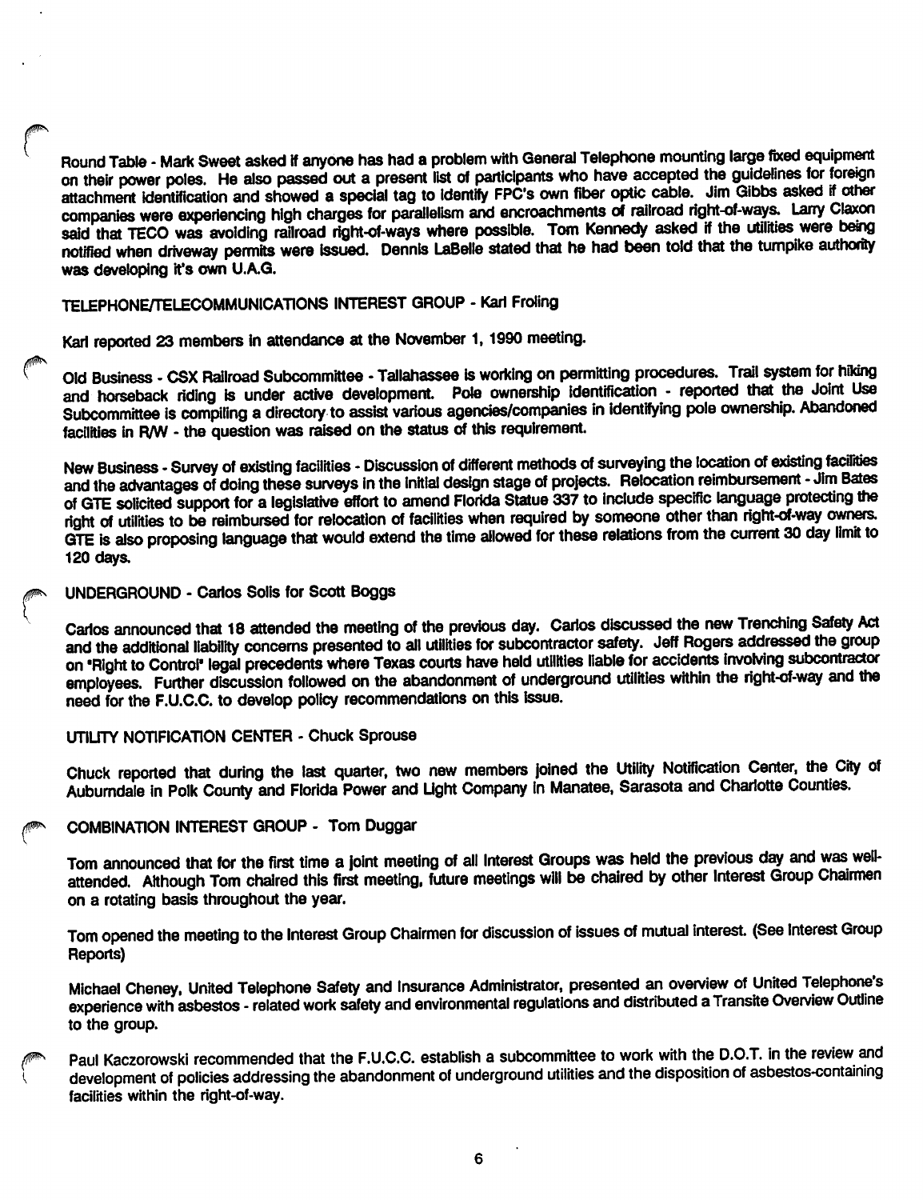Round Table - Mark Sweet asked if anyone has had a problem with General Telephone mounting large fixed equipment on their power poles. He also passed out a present list of participants who have accepted the guidelines for foreign attachment identification and showed a special tag to identify FPC's own fiber optic cable. Jim Gibbs asked if other companies were experiencing high charges for parallelism and encroachments of railroad right-of-ways. Larry Claxon said that TECO was avoiding railroad right-of-ways where possible. Tom Kennedy asked if the utilities were being notified when driveway permits were issued. Dennis LaBelle stated that he had been told that the turnpike authority was developing it's own U.A.G.

TELEPHONE/TELECOMMUNICATIONS INTEREST GROUP - Karl Froling

Karl reported 23 members in attendance at the November 1, 1990 meeting.

Old Business - CSX Railroad Subcommittee - Tallahassee is working on permitting procedures. Trail system for hiking and horseback riding is under active development. Pole ownership identification - reported that the Joint Use Subcommittee is compiling a directory to assist various agencies/companies in identifying pole ownership. Abandoned facilities in R/W - the question was raised on the status of this requirement.

New Business - Survey of existing facilities - Discussion of different methods of surveying the location of existing facilities and the advantages of doing these surveys in the initial design stage of projects. Relocation reimbursement - Jim Bates of GTE solicited support for a legislative effort to amend Florida Statue 337 to include specific language protecting the right of utilities to be reimbursed for relocation of facilities when required by someone other than right-of-way owners. GTE is also proposing language that would extend the time allowed for these relations from the current 30 day limit to 120 days.

UNDERGROUND - Carlos Solis for Scott Boggs

Carlos announced that 18 attended the meeting of the previous day. Carlos discussed the new Trenching Safety Act and the additional liability concerns presented to all utilities for subcontractor safety. Jeff Rogers addressed the group on "Right to Control" legal precedents where Texas courts have held utilities liable for accidents involving subcontractor employees. Further discussion followed on the abandonment of underground utilities within the right-of-way and the need for the F.U.C.C. to develop policy recommendations on this issue.

UTILITY NOTIFICATION CENTER - Chuck Sprouse

Chuck reported that during the last quarter, two new members joined the Utility Notification Center, the City of Auburndale in Polk County and Florida Power and Light Company in Manatee, Sarasota and Charlotte Counties.

COMBINATION INTEREST GROUP - Tom Duggar

Tom announced that for the first time a joint meeting of all Interest Groups was held the previous day and was well-attended. Although Tom chaired this first meeting, future meetings will be chaired by other Interest Group Chairmen on a rotating basis throughout the year.

Tom opened the meeting to the Interest Group Chairmen for discussion of issues of mutual interest. (See Interest Group Reports)

Michael Cheney, United Telephone Safety and Insurance Administrator, presented an overview of United Telephone's experience with asbestos - related work safety and environmental regulations and distributed a Transite Overview Outline to the group.

Paul Kaczorowski recommended that the F.U.C.C. establish a subcommittee to work with the D.O.T. in the review and development of policies addressing the abandonment of underground utilities and the disposition of asbestos-containing facilities within the right-of-way.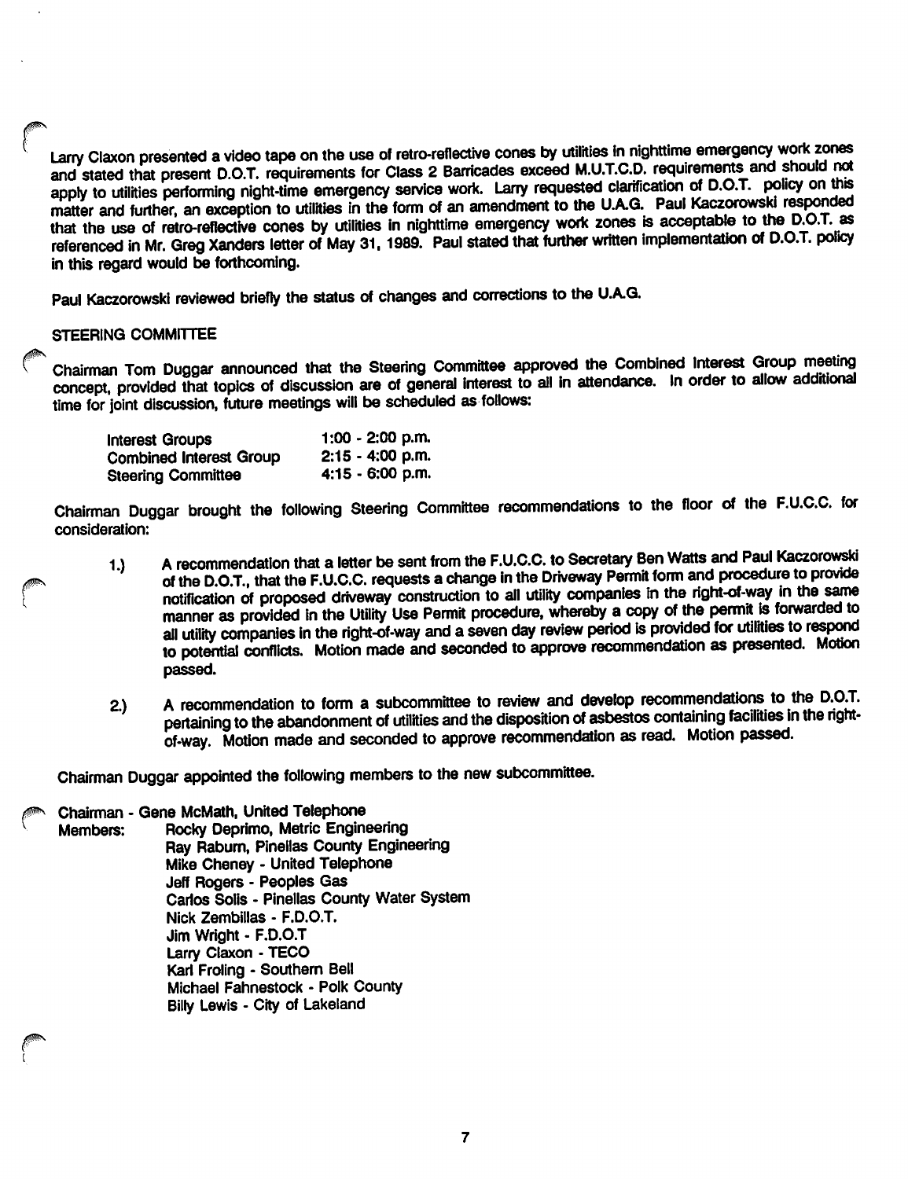Larry Claxon presented a video tape on the use of retro-reflective cones by utilities in nighttime emergency work zones and stated that present D.O.T. requirements for Class 2 Barricades exceed M.U.T.C.D. requirements and should not apply to utilities performing night-time emergency service work. Larry requested clarification of D.O.T. policy on this matter and further, an exception to utilities in the form of an amendment to the U.A.G. Paul Kaczorowski responded that the use of retro-reflective cones by utilities in nighttime emergency work zones is acceptable to the D.O.T. as referenced in Mr. Greg Xanders letter of May 31, 1989. Paul stated that further written implementation of D.O.T. policy in this regard would be forthcoming.

Paul Kaczorowski reviewed briefly the status of changes and corrections to the U.A.G.

## STEERING COMMITTEE

Chairman Tom Duggar announced that the Steering Committee approved the Combined Interest Group meeting concept, provided that topics of discussion are of general interest to all in attendance. In order to allow additional time for joint discussion, future meetings will be scheduled as follows:

| | |
|---|---|
| Interest Groups | 1:00 - 2:00 p.m. |
| Combined Interest Group | 2:15 - 4:00 p.m. |
| Steering Committee | 4:15 - 6:00 p.m. |

Chairman Duggar brought the following Steering Committee recommendations to the floor of the F.U.C.C. for consideration:

1.) A recommendation that a letter be sent from the F.U.C.C. to Secretary Ben Watts and Paul Kaczorowski of the D.O.T., that the F.U.C.C. requests a change in the Driveway Permit form and procedure to provide notification of proposed driveway construction to all utility companies in the right-of-way in the same manner as provided in the Utility Use Permit procedure, whereby a copy of the permit is forwarded to all utility companies in the right-of-way and a seven day review period is provided for utilities to respond to potential conflicts. Motion made and seconded to approve recommendation as presented. Motion passed.

2.) A recommendation to form a subcommittee to review and develop recommendations to the D.O.T. pertaining to the abandonment of utilities and the disposition of asbestos containing facilities in the right-of-way. Motion made and seconded to approve recommendation as read. Motion passed.

Chairman Duggar appointed the following members to the new subcommittee.

Chairman - Gene McMath, United Telephone
Members:
- Rocky Deprimo, Metric Engineering
- Ray Raburn, Pinellas County Engineering
- Mike Cheney - United Telephone
- Jeff Rogers - Peoples Gas
- Carlos Solis - Pinellas County Water System
- Nick Zembillas - F.D.O.T.
- Jim Wright - F.D.O.T
- Larry Claxon - TECO
- Karl Froling - Southern Bell
- Michael Fahnestock - Polk County
- Billy Lewis - City of Lakeland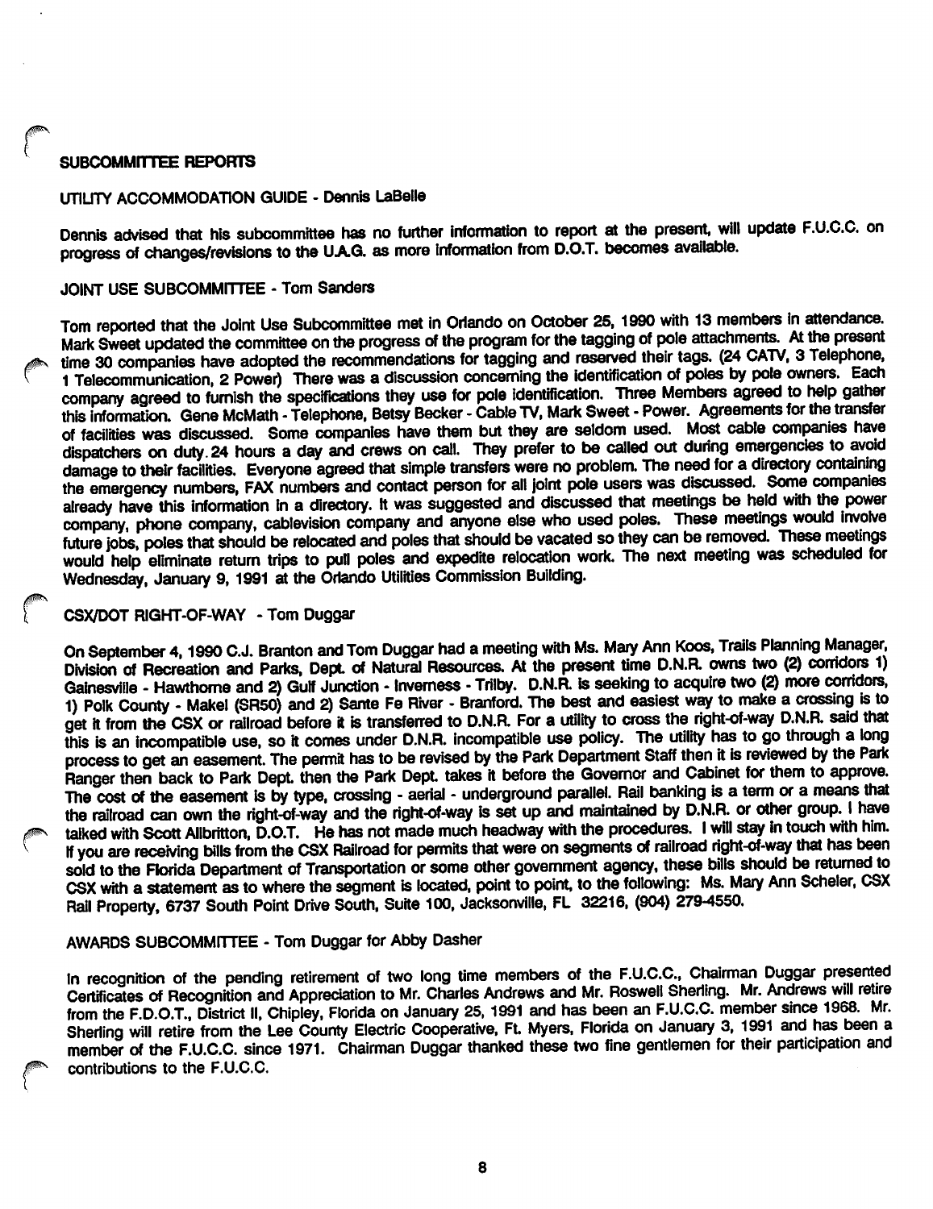## SUBCOMMITTEE REPORTS

### UTILITY ACCOMMODATION GUIDE - Dennis LaBelle

Dennis advised that his subcommittee has no further information to report at the present, will update F.U.C.C. on progress of changes/revisions to the U.A.G. as more information from D.O.T. becomes available.

### JOINT USE SUBCOMMITTEE - Tom Sanders

Tom reported that the Joint Use Subcommittee met in Orlando on October 25, 1990 with 13 members in attendance. Mark Sweet updated the committee on the progress of the program for the tagging of pole attachments. At the present time 30 companies have adopted the recommendations for tagging and reserved their tags. (24 CATV, 3 Telephone, 1 Telecommunication, 2 Power) There was a discussion concerning the identification of poles by pole owners. Each company agreed to furnish the specifications they use for pole identification. Three Members agreed to help gather this information. Gene McMath - Telephone, Betsy Becker - Cable TV, Mark Sweet - Power. Agreements for the transfer of facilities was discussed. Some companies have them but they are seldom used. Most cable companies have dispatchers on duty 24 hours a day and crews on call. They prefer to be called out during emergencies to avoid damage to their facilities. Everyone agreed that simple transfers were no problem. The need for a directory containing the emergency numbers, FAX numbers and contact person for all joint pole users was discussed. Some companies already have this information in a directory. It was suggested and discussed that meetings be held with the power company, phone company, cablevision company and anyone else who used poles. These meetings would involve future jobs, poles that should be relocated and poles that should be vacated so they can be removed. These meetings would help eliminate return trips to pull poles and expedite relocation work. The next meeting was scheduled for Wednesday, January 9, 1991 at the Orlando Utilities Commission Building.

### CSX/DOT RIGHT-OF-WAY - Tom Duggar

On September 4, 1990 C.J. Branton and Tom Duggar had a meeting with Ms. Mary Ann Koos, Trails Planning Manager, Division of Recreation and Parks, Dept. of Natural Resources. At the present time D.N.R. owns two (2) corridors 1) Gainesville - Hawthorne and 2) Gulf Junction - Inverness - Trilby. D.N.R. is seeking to acquire two (2) more corridors, 1) Polk County - Makel (SR50) and 2) Sante Fe River - Branford. The best and easiest way to make a crossing is to get it from the CSX or railroad before it is transferred to D.N.R. For a utility to cross the right-of-way D.N.R. said that this is an incompatible use, so it comes under D.N.R. incompatible use policy. The utility has to go through a long process to get an easement. The permit has to be revised by the Park Department Staff then it is reviewed by the Park Ranger then back to Park Dept. then the Park Dept. takes it before the Governor and Cabinet for them to approve. The cost of the easement is by type, crossing - aerial - underground parallel. Rail banking is a term or a means that the railroad can own the right-of-way and the right-of-way is set up and maintained by D.N.R. or other group. I have talked with Scott Allbritton, D.O.T. He has not made much headway with the procedures. I will stay in touch with him. If you are receiving bills from the CSX Railroad for permits that were on segments of railroad right-of-way that has been sold to the Florida Department of Transportation or some other government agency, these bills should be returned to CSX with a statement as to where the segment is located, point to point, to the following: Ms. Mary Ann Scheler, CSX Rail Property, 6737 South Point Drive South, Suite 100, Jacksonville, FL 32216, (904) 279-4550.

### AWARDS SUBCOMMITTEE - Tom Duggar for Abby Dasher

In recognition of the pending retirement of two long time members of the F.U.C.C., Chairman Duggar presented Certificates of Recognition and Appreciation to Mr. Charles Andrews and Mr. Roswell Sherling. Mr. Andrews will retire from the F.D.O.T., District II, Chipley, Florida on January 25, 1991 and has been an F.U.C.C. member since 1968. Mr. Sherling will retire from the Lee County Electric Cooperative, Ft. Myers, Florida on January 3, 1991 and has been a member of the F.U.C.C. since 1971. Chairman Duggar thanked these two fine gentlemen for their participation and contributions to the F.U.C.C.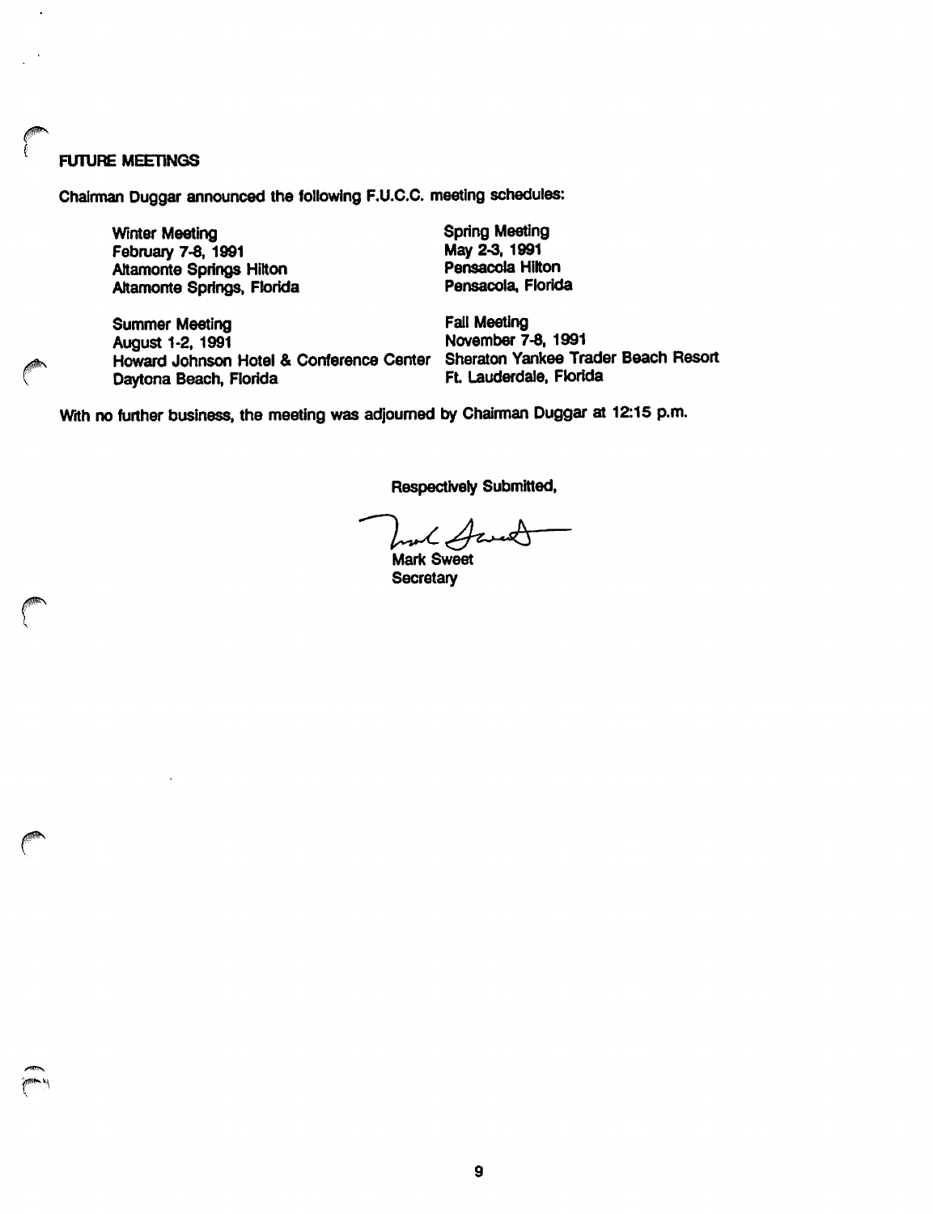## FUTURE MEETINGS

Chairman Duggar announced the following F.U.C.C. meeting schedules:

Winter Meeting
February 7-8, 1991
Altamonte Springs Hilton
Altamonte Springs, Florida

Spring Meeting
May 2-3, 1991
Pensacola Hilton
Pensacola, Florida

Summer Meeting
August 1-2, 1991
Howard Johnson Hotel & Conference Center
Daytona Beach, Florida

Fall Meeting
November 7-8, 1991
Sheraton Yankee Trader Beach Resort
Ft. Lauderdale, Florida

With no further business, the meeting was adjourned by Chairman Duggar at 12:15 p.m.

Respectively Submitted,

Mark Sweet
Secretary